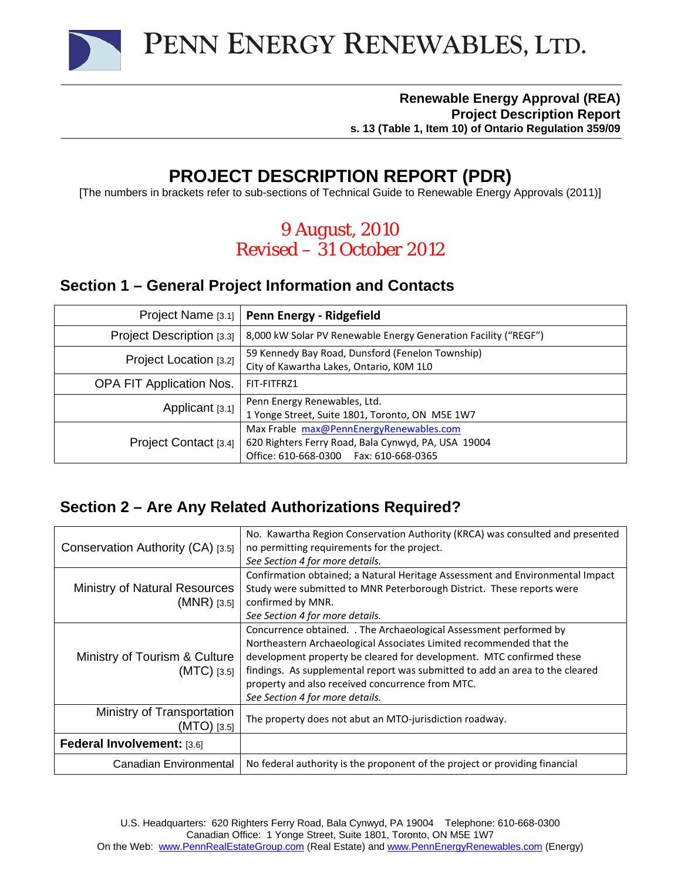# PENN ENERGY RENEWABLES, LTD.

**Renewable Energy Approval (REA)**
**Project Description Report**
**s. 13 (Table 1, Item 10) of Ontario Regulation 359/09**

# PROJECT DESCRIPTION REPORT (PDR)

[The numbers in brackets refer to sub-sections of Technical Guide to Renewable Energy Approvals (2011)]

9 August, 2010
Revised – 31 October 2012

## Section 1 – General Project Information and Contacts

| | |
|---|---|
| Project Name [3.1] | **Penn Energy - Ridgefield** |
| Project Description [3.3] | 8,000 kW Solar PV Renewable Energy Generation Facility ("REGF") |
| Project Location [3.2] | 59 Kennedy Bay Road, Dunsford (Fenelon Township)<br>City of Kawartha Lakes, Ontario, K0M 1L0 |
| OPA FIT Application Nos. | FIT-FITFRZ1 |
| Applicant [3.1] | Penn Energy Renewables, Ltd.<br>1 Yonge Street, Suite 1801, Toronto, ON M5E 1W7 |
| Project Contact [3.4] | Max Frable max@PennEnergyRenewables.com<br>620 Righters Ferry Road, Bala Cynwyd, PA, USA 19004<br>Office: 610-668-0300 Fax: 610-668-0365 |

## Section 2 – Are Any Related Authorizations Required?

| | |
|---|---|
| Conservation Authority (CA) [3.5] | No. Kawartha Region Conservation Authority (KRCA) was consulted and presented no permitting requirements for the project.<br>*See Section 4 for more details.* |
| Ministry of Natural Resources (MNR) [3.5] | Confirmation obtained; a Natural Heritage Assessment and Environmental Impact Study were submitted to MNR Peterborough District. These reports were confirmed by MNR.<br>*See Section 4 for more details.* |
| Ministry of Tourism & Culture (MTC) [3.5] | Concurrence obtained. . The Archaeological Assessment performed by Northeastern Archaeological Associates Limited recommended that the development property be cleared for development. MTC confirmed these findings. As supplemental report was submitted to add an area to the cleared property and also received concurrence from MTC.<br>*See Section 4 for more details.* |
| Ministry of Transportation (MTO) [3.5] | The property does not abut an MTO-jurisdiction roadway. |
| **Federal Involvement:** [3.6] | |
| Canadian Environmental | No federal authority is the proponent of the project or providing financial |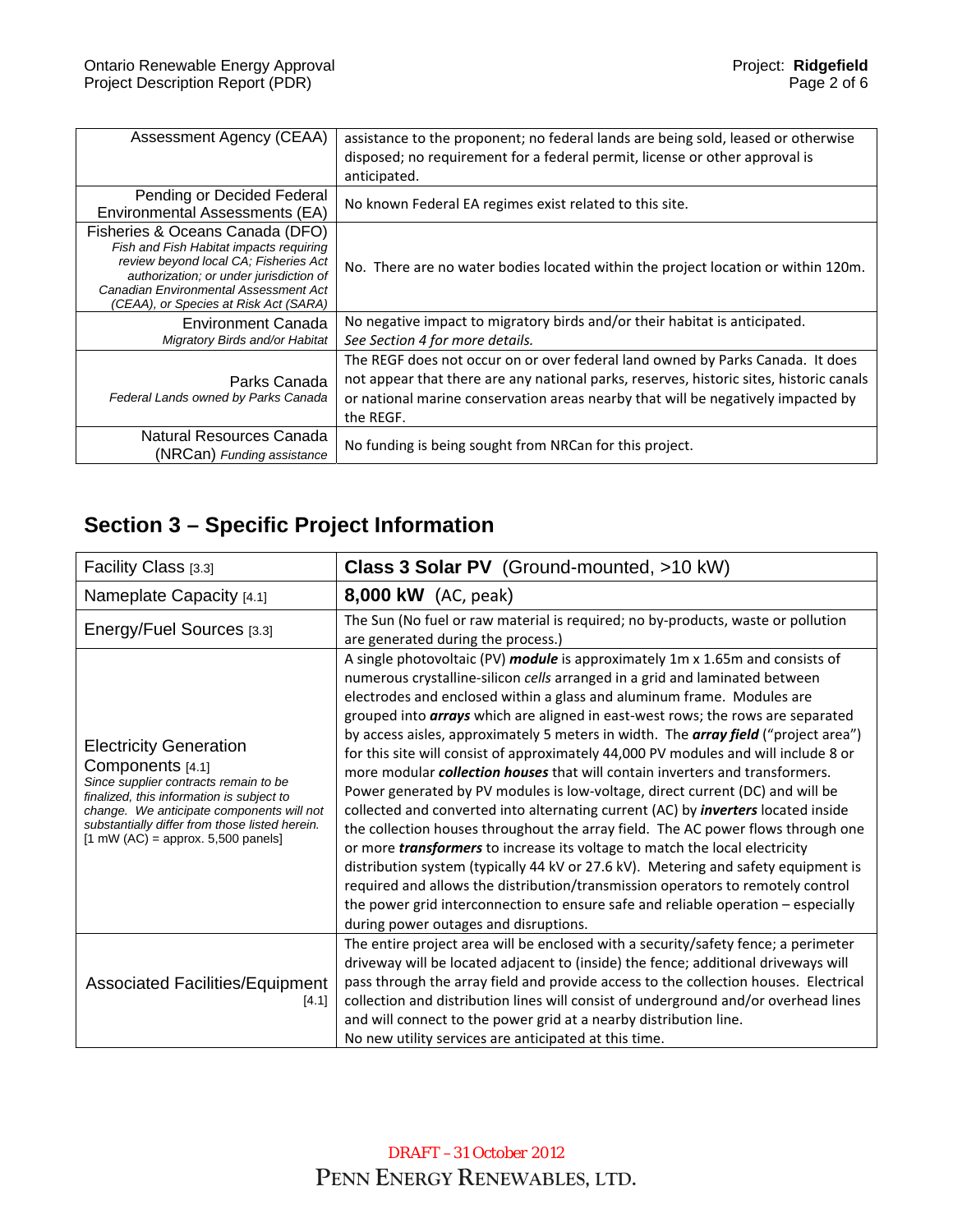| Assessment Agency (CEAA) | assistance to the proponent; no federal lands are being sold, leased or otherwise disposed; no requirement for a federal permit, license or other approval is anticipated. |
|---|---|
| Pending or Decided Federal Environmental Assessments (EA) | No known Federal EA regimes exist related to this site. |
| Fisheries & Oceans Canada (DFO) *Fish and Fish Habitat impacts requiring review beyond local CA; Fisheries Act authorization; or under jurisdiction of Canadian Environmental Assessment Act (CEAA), or Species at Risk Act (SARA)* | No. There are no water bodies located within the project location or within 120m. |
| Environment Canada *Migratory Birds and/or Habitat* | No negative impact to migratory birds and/or their habitat is anticipated. *See Section 4 for more details.* |
| Parks Canada *Federal Lands owned by Parks Canada* | The REGF does not occur on or over federal land owned by Parks Canada. It does not appear that there are any national parks, reserves, historic sites, historic canals or national marine conservation areas nearby that will be negatively impacted by the REGF. |
| Natural Resources Canada (NRCan) *Funding assistance* | No funding is being sought from NRCan for this project. |

## Section 3 – Specific Project Information

| Facility Class [3.3] | **Class 3 Solar PV** (Ground-mounted, >10 kW) |
|---|---|
| Nameplate Capacity [4.1] | **8,000 kW** (AC, peak) |
| Energy/Fuel Sources [3.3] | The Sun (No fuel or raw material is required; no by-products, waste or pollution are generated during the process.) |
| Electricity Generation Components [4.1] *Since supplier contracts remain to be finalized, this information is subject to change. We anticipate components will not substantially differ from those listed herein.* [1 mW (AC) = approx. 5,500 panels] | A single photovoltaic (PV) ***module*** is approximately 1m x 1.65m and consists of numerous crystalline-silicon *cells* arranged in a grid and laminated between electrodes and enclosed within a glass and aluminum frame. Modules are grouped into ***arrays*** which are aligned in east-west rows; the rows are separated by access aisles, approximately 5 meters in width. The ***array field*** ("project area") for this site will consist of approximately 44,000 PV modules and will include 8 or more modular ***collection houses*** that will contain inverters and transformers. Power generated by PV modules is low-voltage, direct current (DC) and will be collected and converted into alternating current (AC) by ***inverters*** located inside the collection houses throughout the array field. The AC power flows through one or more ***transformers*** to increase its voltage to match the local electricity distribution system (typically 44 kV or 27.6 kV). Metering and safety equipment is required and allows the distribution/transmission operators to remotely control the power grid interconnection to ensure safe and reliable operation – especially during power outages and disruptions. |
| Associated Facilities/Equipment [4.1] | The entire project area will be enclosed with a security/safety fence; a perimeter driveway will be located adjacent to (inside) the fence; additional driveways will pass through the array field and provide access to the collection houses. Electrical collection and distribution lines will consist of underground and/or overhead lines and will connect to the power grid at a nearby distribution line. No new utility services are anticipated at this time. |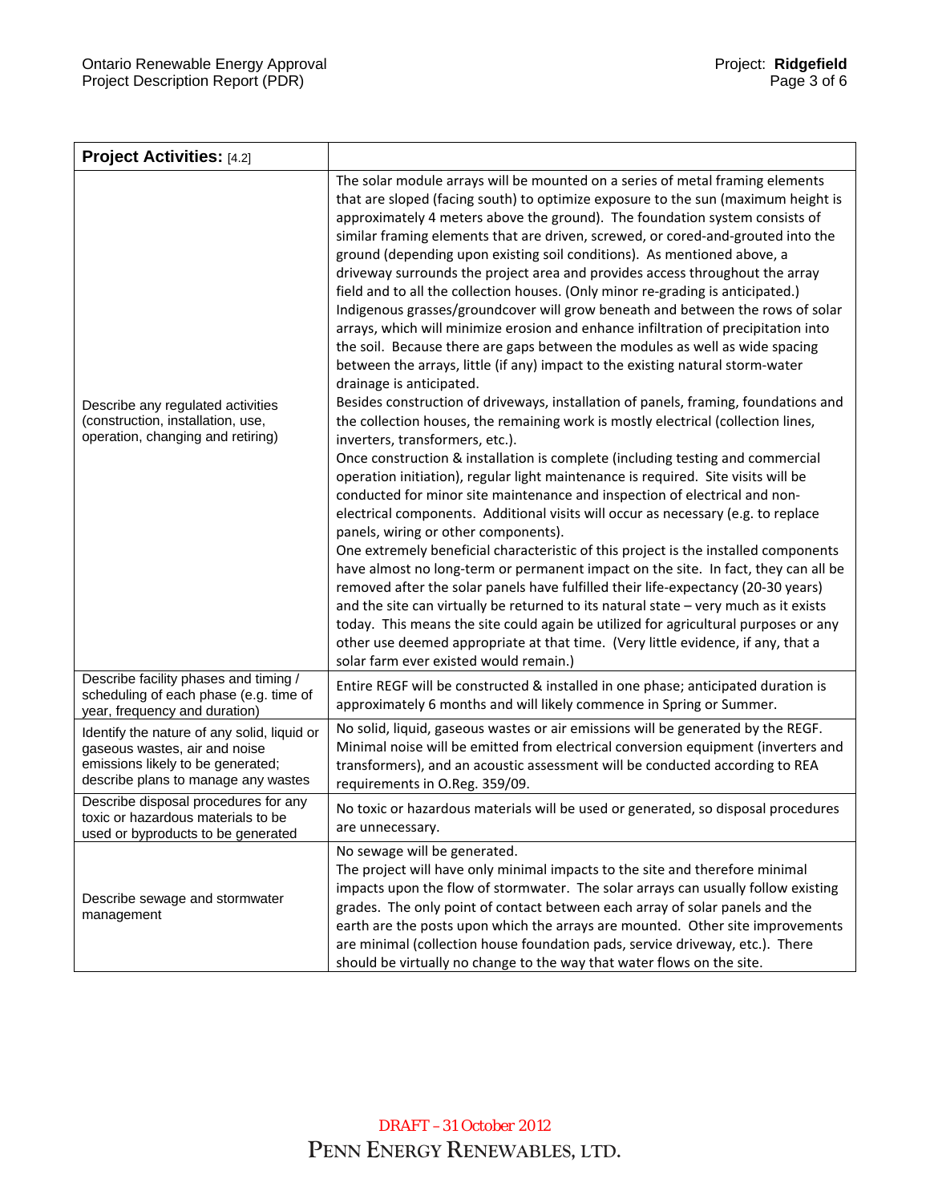| **Project Activities:** [4.2] | |
|---|---|
| Describe any regulated activities (construction, installation, use, operation, changing and retiring) | The solar module arrays will be mounted on a series of metal framing elements that are sloped (facing south) to optimize exposure to the sun (maximum height is approximately 4 meters above the ground). The foundation system consists of similar framing elements that are driven, screwed, or cored-and-grouted into the ground (depending upon existing soil conditions). As mentioned above, a driveway surrounds the project area and provides access throughout the array field and to all the collection houses. (Only minor re-grading is anticipated.) Indigenous grasses/groundcover will grow beneath and between the rows of solar arrays, which will minimize erosion and enhance infiltration of precipitation into the soil. Because there are gaps between the modules as well as wide spacing between the arrays, little (if any) impact to the existing natural storm-water drainage is anticipated.<br>Besides construction of driveways, installation of panels, framing, foundations and the collection houses, the remaining work is mostly electrical (collection lines, inverters, transformers, etc.).<br>Once construction & installation is complete (including testing and commercial operation initiation), regular light maintenance is required. Site visits will be conducted for minor site maintenance and inspection of electrical and non-electrical components. Additional visits will occur as necessary (e.g. to replace panels, wiring or other components).<br>One extremely beneficial characteristic of this project is the installed components have almost no long-term or permanent impact on the site. In fact, they can all be removed after the solar panels have fulfilled their life-expectancy (20-30 years) and the site can virtually be returned to its natural state – very much as it exists today. This means the site could again be utilized for agricultural purposes or any other use deemed appropriate at that time. (Very little evidence, if any, that a solar farm ever existed would remain.) |
| Describe facility phases and timing / scheduling of each phase (e.g. time of year, frequency and duration) | Entire REGF will be constructed & installed in one phase; anticipated duration is approximately 6 months and will likely commence in Spring or Summer. |
| Identify the nature of any solid, liquid or gaseous wastes, air and noise emissions likely to be generated; describe plans to manage any wastes | No solid, liquid, gaseous wastes or air emissions will be generated by the REGF. Minimal noise will be emitted from electrical conversion equipment (inverters and transformers), and an acoustic assessment will be conducted according to REA requirements in O.Reg. 359/09. |
| Describe disposal procedures for any toxic or hazardous materials to be used or byproducts to be generated | No toxic or hazardous materials will be used or generated, so disposal procedures are unnecessary. |
| Describe sewage and stormwater management | No sewage will be generated.<br>The project will have only minimal impacts to the site and therefore minimal impacts upon the flow of stormwater. The solar arrays can usually follow existing grades. The only point of contact between each array of solar panels and the earth are the posts upon which the arrays are mounted. Other site improvements are minimal (collection house foundation pads, service driveway, etc.). There should be virtually no change to the way that water flows on the site. |

DRAFT – 31 October 2012

PENN ENERGY RENEWABLES, LTD.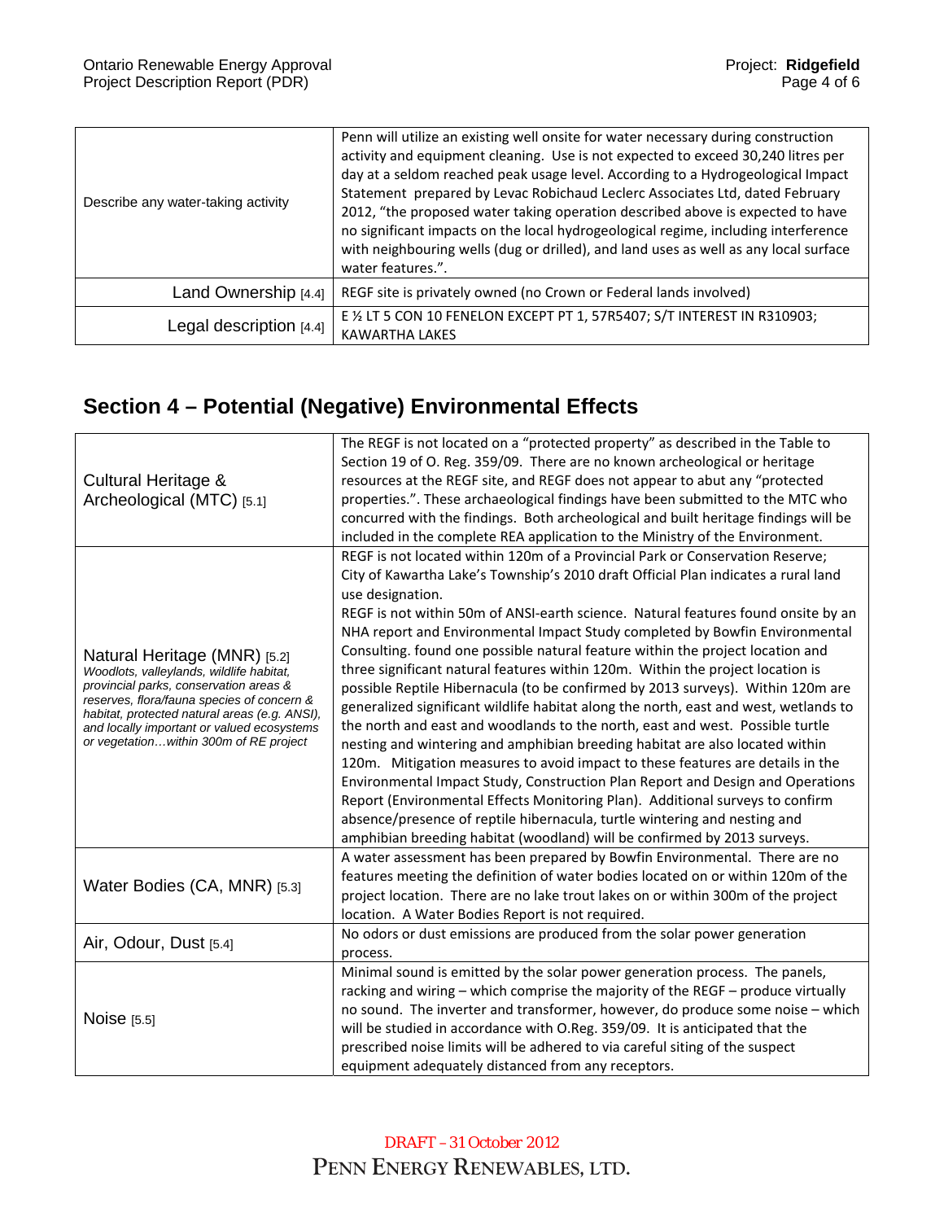| | |
|---|---|
| Describe any water-taking activity | Penn will utilize an existing well onsite for water necessary during construction activity and equipment cleaning. Use is not expected to exceed 30,240 litres per day at a seldom reached peak usage level. According to a Hydrogeological Impact Statement prepared by Levac Robichaud Leclerc Associates Ltd, dated February 2012, "the proposed water taking operation described above is expected to have no significant impacts on the local hydrogeological regime, including interference with neighbouring wells (dug or drilled), and land uses as well as any local surface water features.". |
| Land Ownership [4.4] | REGF site is privately owned (no Crown or Federal lands involved) |
| Legal description [4.4] | E ½ LT 5 CON 10 FENELON EXCEPT PT 1, 57R5407; S/T INTEREST IN R310903; KAWARTHA LAKES |

## Section 4 – Potential (Negative) Environmental Effects

| | |
|---|---|
| Cultural Heritage & Archeological (MTC) [5.1] | The REGF is not located on a "protected property" as described in the Table to Section 19 of O. Reg. 359/09. There are no known archeological or heritage resources at the REGF site, and REGF does not appear to abut any "protected properties.". These archaeological findings have been submitted to the MTC who concurred with the findings. Both archeological and built heritage findings will be included in the complete REA application to the Ministry of the Environment. |
| Natural Heritage (MNR) [5.2] *Woodlots, valleylands, wildlife habitat, provincial parks, conservation areas & reserves, flora/fauna species of concern & habitat, protected natural areas (e.g. ANSI), and locally important or valued ecosystems or vegetation…within 300m of RE project* | REGF is not located within 120m of a Provincial Park or Conservation Reserve; City of Kawartha Lake's Township's 2010 draft Official Plan indicates a rural land use designation.<br>REGF is not within 50m of ANSI-earth science. Natural features found onsite by an NHA report and Environmental Impact Study completed by Bowfin Environmental Consulting. found one possible natural feature within the project location and three significant natural features within 120m. Within the project location is possible Reptile Hibernacula (to be confirmed by 2013 surveys). Within 120m are generalized significant wildlife habitat along the north, east and west, wetlands to the north and east and woodlands to the north, east and west. Possible turtle nesting and wintering and amphibian breeding habitat are also located within 120m. Mitigation measures to avoid impact to these features are details in the Environmental Impact Study, Construction Plan Report and Design and Operations Report (Environmental Effects Monitoring Plan). Additional surveys to confirm absence/presence of reptile hibernacula, turtle wintering and nesting and amphibian breeding habitat (woodland) will be confirmed by 2013 surveys. |
| Water Bodies (CA, MNR) [5.3] | A water assessment has been prepared by Bowfin Environmental. There are no features meeting the definition of water bodies located on or within 120m of the project location. There are no lake trout lakes on or within 300m of the project location. A Water Bodies Report is not required. |
| Air, Odour, Dust [5.4] | No odors or dust emissions are produced from the solar power generation process. |
| Noise [5.5] | Minimal sound is emitted by the solar power generation process. The panels, racking and wiring – which comprise the majority of the REGF – produce virtually no sound. The inverter and transformer, however, do produce some noise – which will be studied in accordance with O.Reg. 359/09. It is anticipated that the prescribed noise limits will be adhered to via careful siting of the suspect equipment adequately distanced from any receptors. |

DRAFT – 31 October 2012
PENN ENERGY RENEWABLES, LTD.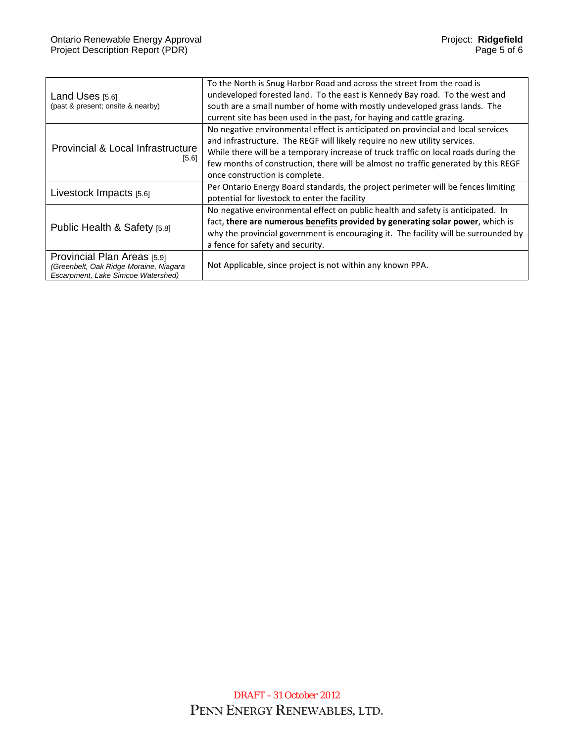| | |
|---|---|
| Land Uses [5.6]<br>(past & present; onsite & nearby) | To the North is Snug Harbor Road and across the street from the road is undeveloped forested land. To the east is Kennedy Bay road. To the west and south are a small number of home with mostly undeveloped grass lands. The current site has been used in the past, for haying and cattle grazing. |
| Provincial & Local Infrastructure [5.6] | No negative environmental effect is anticipated on provincial and local services and infrastructure. The REGF will likely require no new utility services.<br>While there will be a temporary increase of truck traffic on local roads during the few months of construction, there will be almost no traffic generated by this REGF once construction is complete. |
| Livestock Impacts [5.6] | Per Ontario Energy Board standards, the project perimeter will be fences limiting potential for livestock to enter the facility |
| Public Health & Safety [5.8] | No negative environmental effect on public health and safety is anticipated. In fact, **there are numerous <u>benefits</u> provided by generating solar power**, which is why the provincial government is encouraging it. The facility will be surrounded by a fence for safety and security. |
| Provincial Plan Areas [5.9]<br>*(Greenbelt, Oak Ridge Moraine, Niagara Escarpment, Lake Simcoe Watershed)* | Not Applicable, since project is not within any known PPA. |

DRAFT – 31 October 2012

PENN ENERGY RENEWABLES, LTD.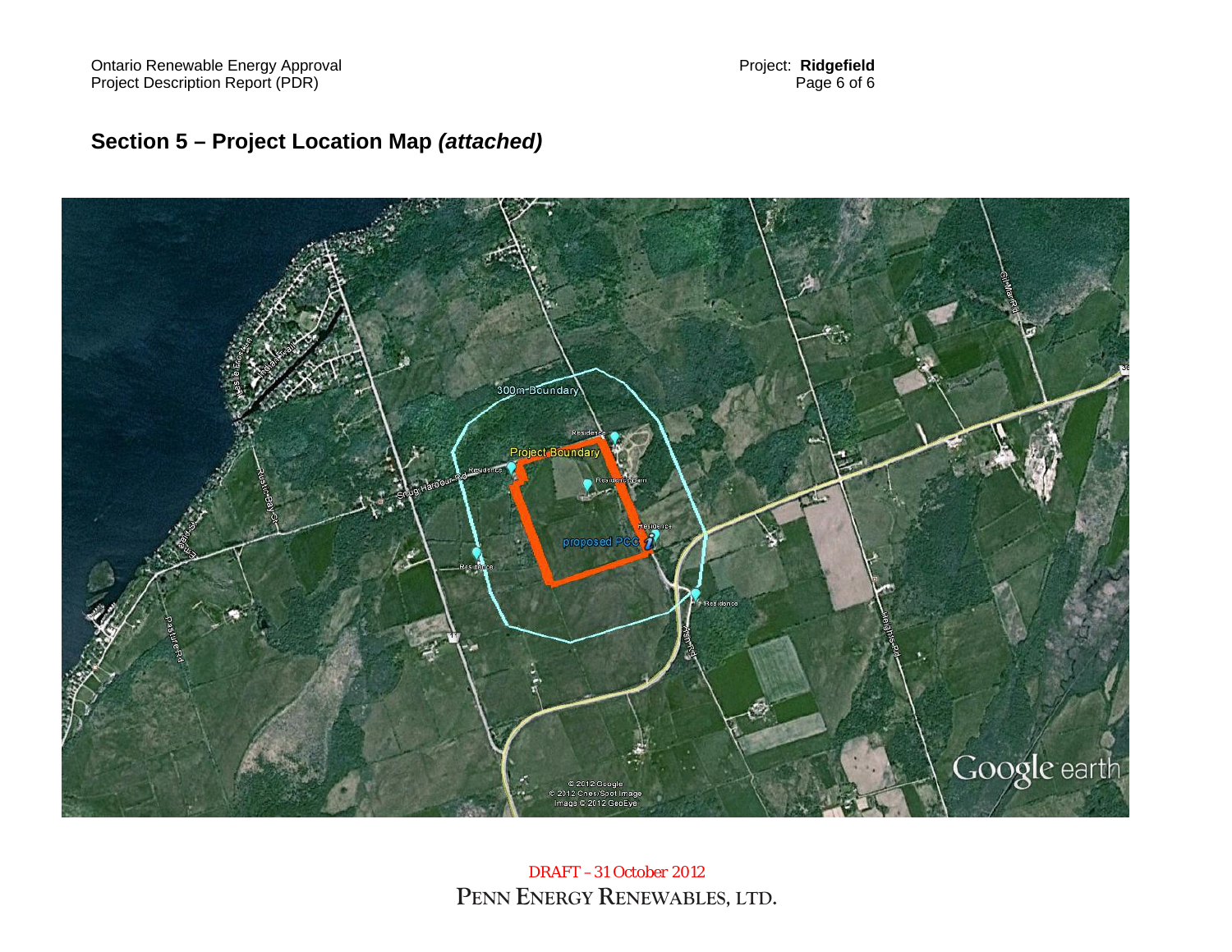## Section 5 – Project Location Map *(attached)*

300m Boundary

Project Boundary

Residence

Residence

Residence/Barn

Residence

proposed PCC

Residence

Residence

Snug Harbour Rd

Rustic Bay Ct

Pasture Rd

Leslie Frost Ln

Heights Rd

Gilmar Rd

Asm Rd

© 2012 Google
© 2012 Cnes/Spot Image
Image © 2012 GeoEye

Google earth

DRAFT – 31 October 2012

PENN ENERGY RENEWABLES, LTD.